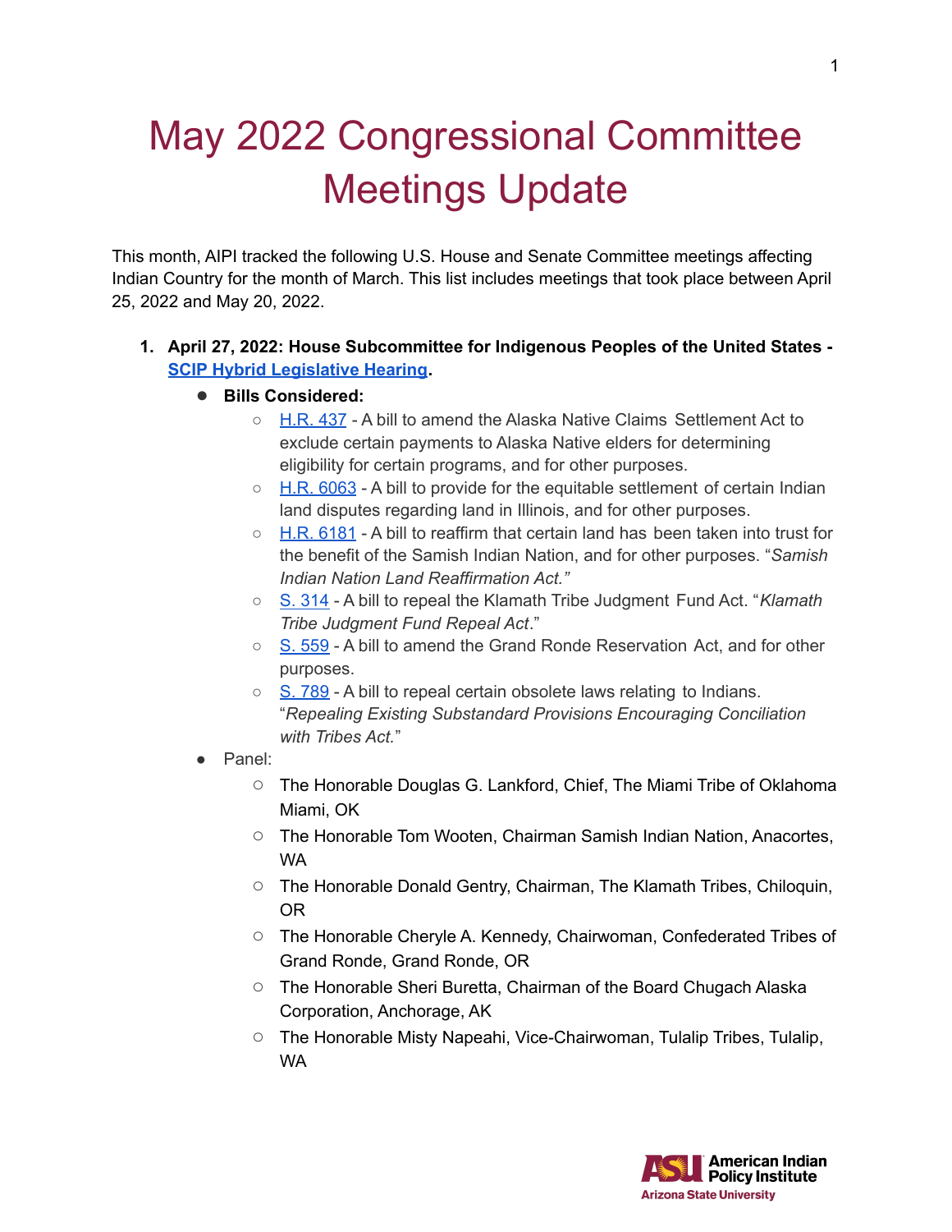# May 2022 Congressional Committee Meetings Update

This month, AIPI tracked the following U.S. House and Senate Committee meetings affecting Indian Country for the month of March. This list includes meetings that took place between April 25, 2022 and May 20, 2022.

1. **April 27, 2022: House Subcommittee for Indigenous Peoples of the United States - SCIP Hybrid Legislative Hearing.**
   - **Bills Considered:**
     - H.R. 437 - A bill to amend the Alaska Native Claims Settlement Act to exclude certain payments to Alaska Native elders for determining eligibility for certain programs, and for other purposes.
     - H.R. 6063 - A bill to provide for the equitable settlement of certain Indian land disputes regarding land in Illinois, and for other purposes.
     - H.R. 6181 - A bill to reaffirm that certain land has been taken into trust for the benefit of the Samish Indian Nation, and for other purposes. "*Samish Indian Nation Land Reaffirmation Act.*"
     - S. 314 - A bill to repeal the Klamath Tribe Judgment Fund Act. "*Klamath Tribe Judgment Fund Repeal Act*."
     - S. 559 - A bill to amend the Grand Ronde Reservation Act, and for other purposes.
     - S. 789 - A bill to repeal certain obsolete laws relating to Indians. "*Repealing Existing Substandard Provisions Encouraging Conciliation with Tribes Act.*"
   - Panel:
     - The Honorable Douglas G. Lankford, Chief, The Miami Tribe of Oklahoma Miami, OK
     - The Honorable Tom Wooten, Chairman Samish Indian Nation, Anacortes, WA
     - The Honorable Donald Gentry, Chairman, The Klamath Tribes, Chiloquin, OR
     - The Honorable Cheryle A. Kennedy, Chairwoman, Confederated Tribes of Grand Ronde, Grand Ronde, OR
     - The Honorable Sheri Buretta, Chairman of the Board Chugach Alaska Corporation, Anchorage, AK
     - The Honorable Misty Napeahi, Vice-Chairwoman, Tulalip Tribes, Tulalip, WA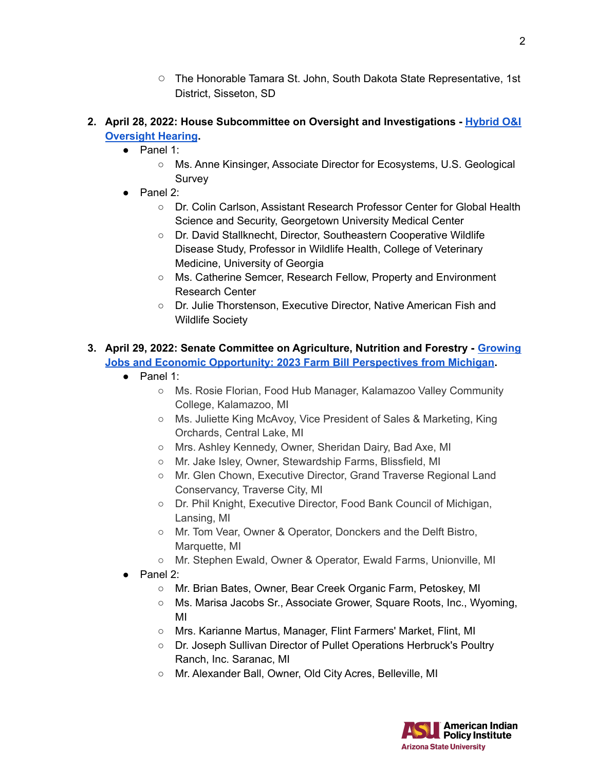- The Honorable Tamara St. John, South Dakota State Representative, 1st District, Sisseton, SD

2. **April 28, 2022: House Subcommittee on Oversight and Investigations - Hybrid O&I Oversight Hearing.**
   - Panel 1:
     - Ms. Anne Kinsinger, Associate Director for Ecosystems, U.S. Geological Survey
   - Panel 2:
     - Dr. Colin Carlson, Assistant Research Professor Center for Global Health Science and Security, Georgetown University Medical Center
     - Dr. David Stallknecht, Director, Southeastern Cooperative Wildlife Disease Study, Professor in Wildlife Health, College of Veterinary Medicine, University of Georgia
     - Ms. Catherine Semcer, Research Fellow, Property and Environment Research Center
     - Dr. Julie Thorstenson, Executive Director, Native American Fish and Wildlife Society

3. **April 29, 2022: Senate Committee on Agriculture, Nutrition and Forestry - Growing Jobs and Economic Opportunity: 2023 Farm Bill Perspectives from Michigan.**
   - Panel 1:
     - Ms. Rosie Florian, Food Hub Manager, Kalamazoo Valley Community College, Kalamazoo, MI
     - Ms. Juliette King McAvoy, Vice President of Sales & Marketing, King Orchards, Central Lake, MI
     - Mrs. Ashley Kennedy, Owner, Sheridan Dairy, Bad Axe, MI
     - Mr. Jake Isley, Owner, Stewardship Farms, Blissfield, MI
     - Mr. Glen Chown, Executive Director, Grand Traverse Regional Land Conservancy, Traverse City, MI
     - Dr. Phil Knight, Executive Director, Food Bank Council of Michigan, Lansing, MI
     - Mr. Tom Vear, Owner & Operator, Donckers and the Delft Bistro, Marquette, MI
     - Mr. Stephen Ewald, Owner & Operator, Ewald Farms, Unionville, MI
   - Panel 2:
     - Mr. Brian Bates, Owner, Bear Creek Organic Farm, Petoskey, MI
     - Ms. Marisa Jacobs Sr., Associate Grower, Square Roots, Inc., Wyoming, MI
     - Mrs. Karianne Martus, Manager, Flint Farmers' Market, Flint, MI
     - Dr. Joseph Sullivan Director of Pullet Operations Herbruck's Poultry Ranch, Inc. Saranac, MI
     - Mr. Alexander Ball, Owner, Old City Acres, Belleville, MI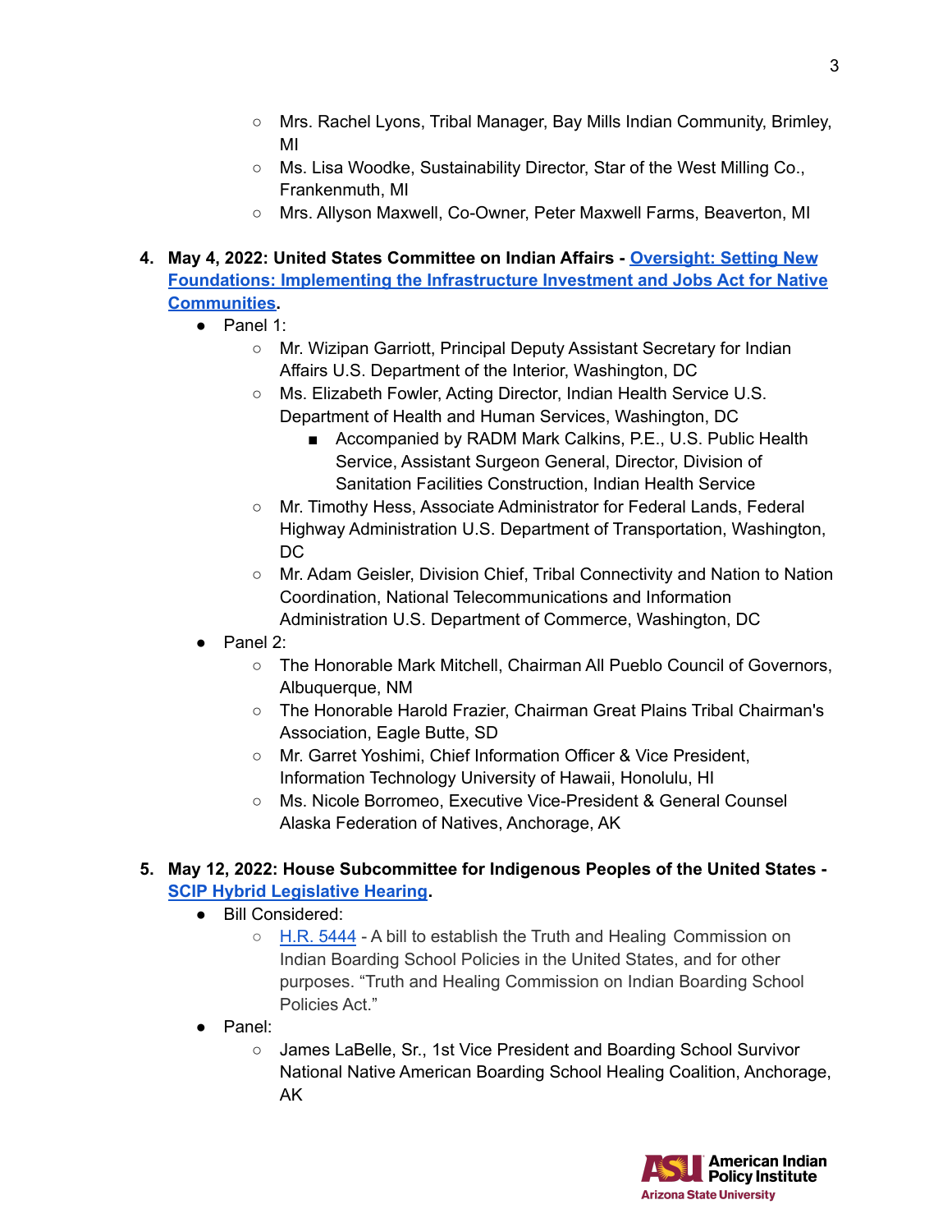- Mrs. Rachel Lyons, Tribal Manager, Bay Mills Indian Community, Brimley, MI
    - Ms. Lisa Woodke, Sustainability Director, Star of the West Milling Co., Frankenmuth, MI
    - Mrs. Allyson Maxwell, Co-Owner, Peter Maxwell Farms, Beaverton, MI

4. **May 4, 2022: United States Committee on Indian Affairs - [Oversight: Setting New Foundations: Implementing the Infrastructure Investment and Jobs Act for Native Communities](#).**
    - Panel 1:
        - Mr. Wizipan Garriott, Principal Deputy Assistant Secretary for Indian Affairs U.S. Department of the Interior, Washington, DC
        - Ms. Elizabeth Fowler, Acting Director, Indian Health Service U.S. Department of Health and Human Services, Washington, DC
            - Accompanied by RADM Mark Calkins, P.E., U.S. Public Health Service, Assistant Surgeon General, Director, Division of Sanitation Facilities Construction, Indian Health Service
        - Mr. Timothy Hess, Associate Administrator for Federal Lands, Federal Highway Administration U.S. Department of Transportation, Washington, DC
        - Mr. Adam Geisler, Division Chief, Tribal Connectivity and Nation to Nation Coordination, National Telecommunications and Information Administration U.S. Department of Commerce, Washington, DC
    - Panel 2:
        - The Honorable Mark Mitchell, Chairman All Pueblo Council of Governors, Albuquerque, NM
        - The Honorable Harold Frazier, Chairman Great Plains Tribal Chairman's Association, Eagle Butte, SD
        - Mr. Garret Yoshimi, Chief Information Officer & Vice President, Information Technology University of Hawaii, Honolulu, HI
        - Ms. Nicole Borromeo, Executive Vice-President & General Counsel Alaska Federation of Natives, Anchorage, AK

5. **May 12, 2022: House Subcommittee for Indigenous Peoples of the United States - [SCIP Hybrid Legislative Hearing](#).**
    - Bill Considered:
        - [H.R. 5444](#) - A bill to establish the Truth and Healing Commission on Indian Boarding School Policies in the United States, and for other purposes. "Truth and Healing Commission on Indian Boarding School Policies Act."
    - Panel:
        - James LaBelle, Sr., 1st Vice President and Boarding School Survivor National Native American Boarding School Healing Coalition, Anchorage, AK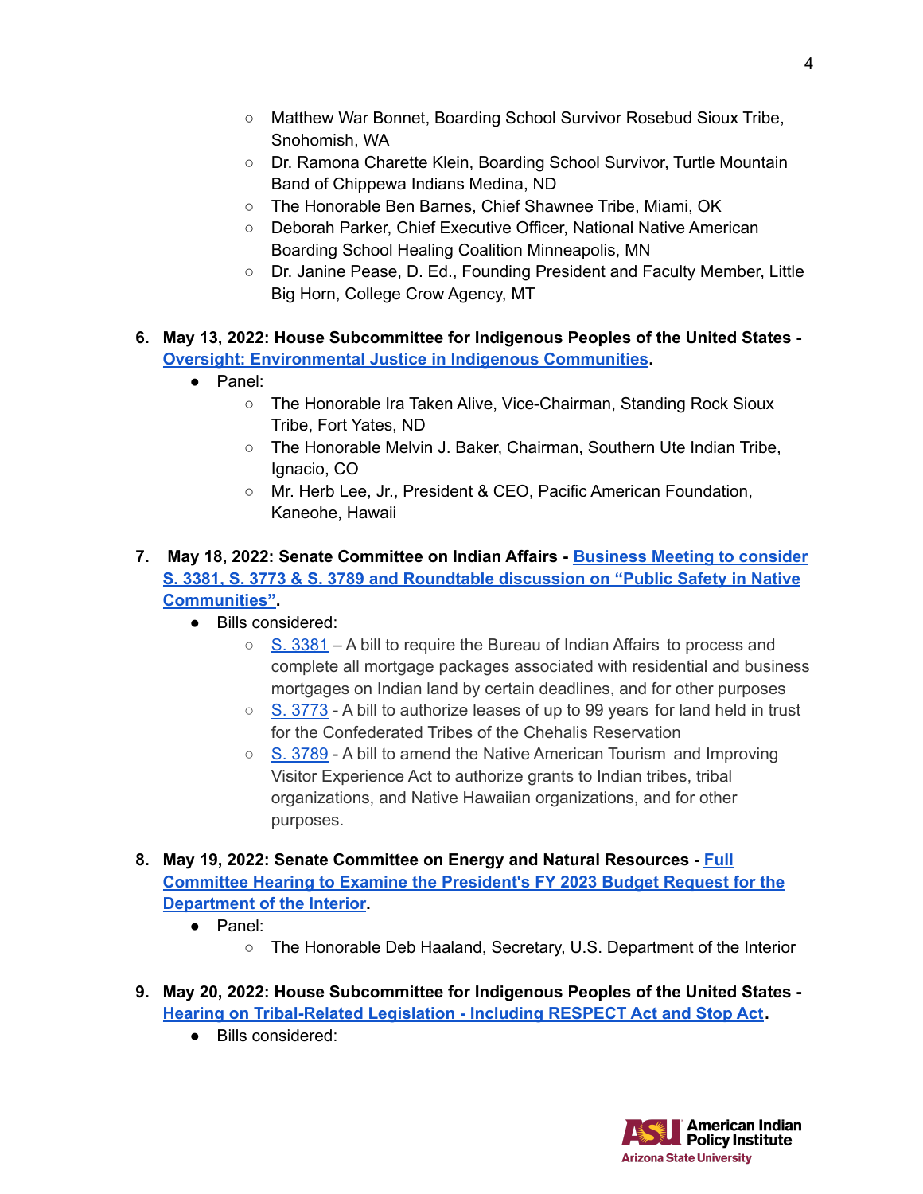- Matthew War Bonnet, Boarding School Survivor Rosebud Sioux Tribe, Snohomish, WA
    - Dr. Ramona Charette Klein, Boarding School Survivor, Turtle Mountain Band of Chippewa Indians Medina, ND
    - The Honorable Ben Barnes, Chief Shawnee Tribe, Miami, OK
    - Deborah Parker, Chief Executive Officer, National Native American Boarding School Healing Coalition Minneapolis, MN
    - Dr. Janine Pease, D. Ed., Founding President and Faculty Member, Little Big Horn, College Crow Agency, MT

6. **May 13, 2022: House Subcommittee for Indigenous Peoples of the United States - Oversight: Environmental Justice in Indigenous Communities.**
    - Panel:
        - The Honorable Ira Taken Alive, Vice-Chairman, Standing Rock Sioux Tribe, Fort Yates, ND
        - The Honorable Melvin J. Baker, Chairman, Southern Ute Indian Tribe, Ignacio, CO
        - Mr. Herb Lee, Jr., President & CEO, Pacific American Foundation, Kaneohe, Hawaii

7. **May 18, 2022: Senate Committee on Indian Affairs - Business Meeting to consider S. 3381, S. 3773 & S. 3789 and Roundtable discussion on "Public Safety in Native Communities".**
    - Bills considered:
        - S. 3381 – A bill to require the Bureau of Indian Affairs to process and complete all mortgage packages associated with residential and business mortgages on Indian land by certain deadlines, and for other purposes
        - S. 3773 - A bill to authorize leases of up to 99 years for land held in trust for the Confederated Tribes of the Chehalis Reservation
        - S. 3789 - A bill to amend the Native American Tourism and Improving Visitor Experience Act to authorize grants to Indian tribes, tribal organizations, and Native Hawaiian organizations, and for other purposes.

8. **May 19, 2022: Senate Committee on Energy and Natural Resources - Full Committee Hearing to Examine the President's FY 2023 Budget Request for the Department of the Interior.**
    - Panel:
        - The Honorable Deb Haaland, Secretary, U.S. Department of the Interior

9. **May 20, 2022: House Subcommittee for Indigenous Peoples of the United States - Hearing on Tribal-Related Legislation - Including RESPECT Act and Stop Act.**
    - Bills considered: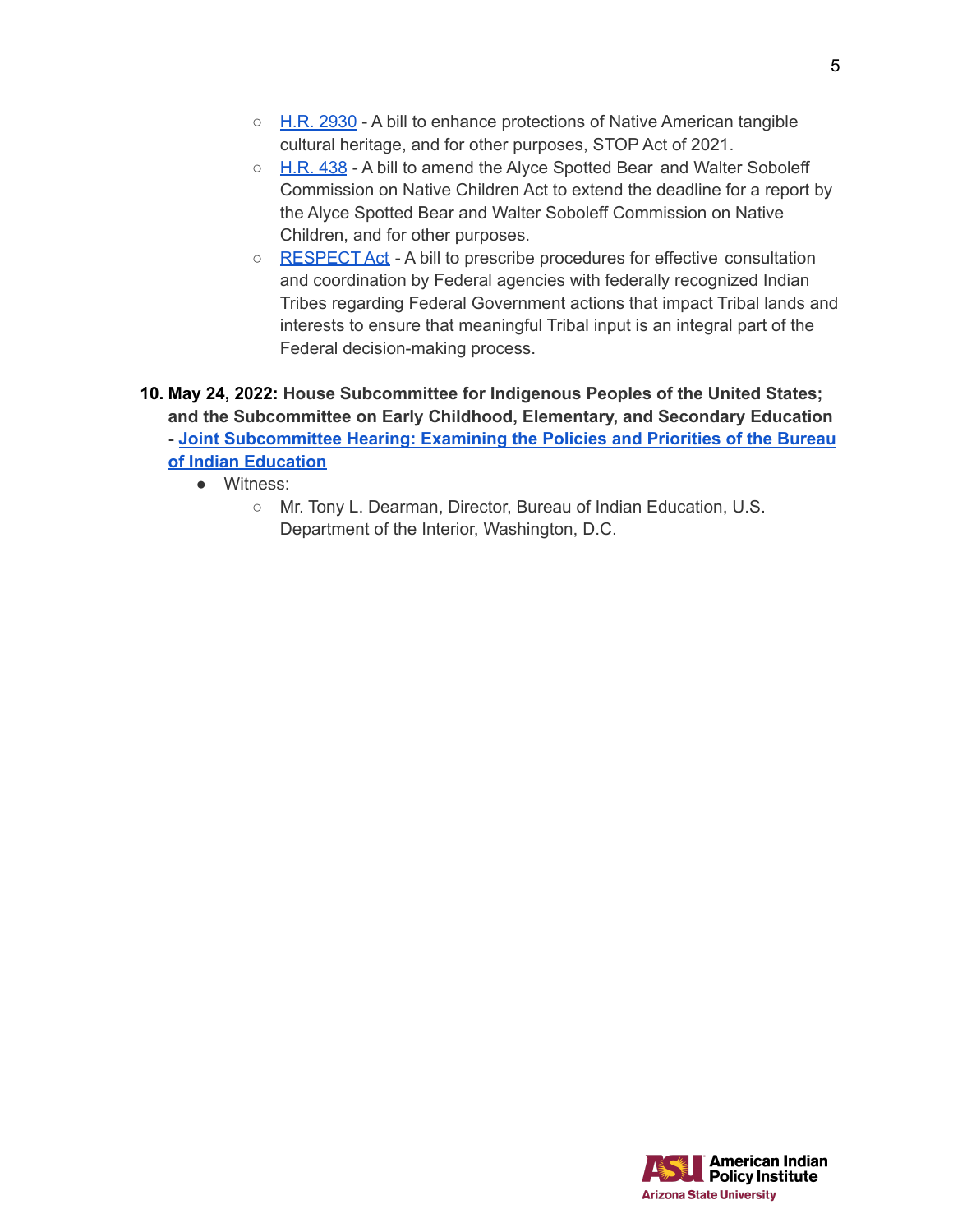- H.R. 2930 - A bill to enhance protections of Native American tangible cultural heritage, and for other purposes, STOP Act of 2021.
    - H.R. 438 - A bill to amend the Alyce Spotted Bear and Walter Soboleff Commission on Native Children Act to extend the deadline for a report by the Alyce Spotted Bear and Walter Soboleff Commission on Native Children, and for other purposes.
    - RESPECT Act - A bill to prescribe procedures for effective consultation and coordination by Federal agencies with federally recognized Indian Tribes regarding Federal Government actions that impact Tribal lands and interests to ensure that meaningful Tribal input is an integral part of the Federal decision-making process.

10. **May 24, 2022: House Subcommittee for Indigenous Peoples of the United States; and the Subcommittee on Early Childhood, Elementary, and Secondary Education - Joint Subcommittee Hearing: Examining the Policies and Priorities of the Bureau of Indian Education**
    - Witness:
        - Mr. Tony L. Dearman, Director, Bureau of Indian Education, U.S. Department of the Interior, Washington, D.C.